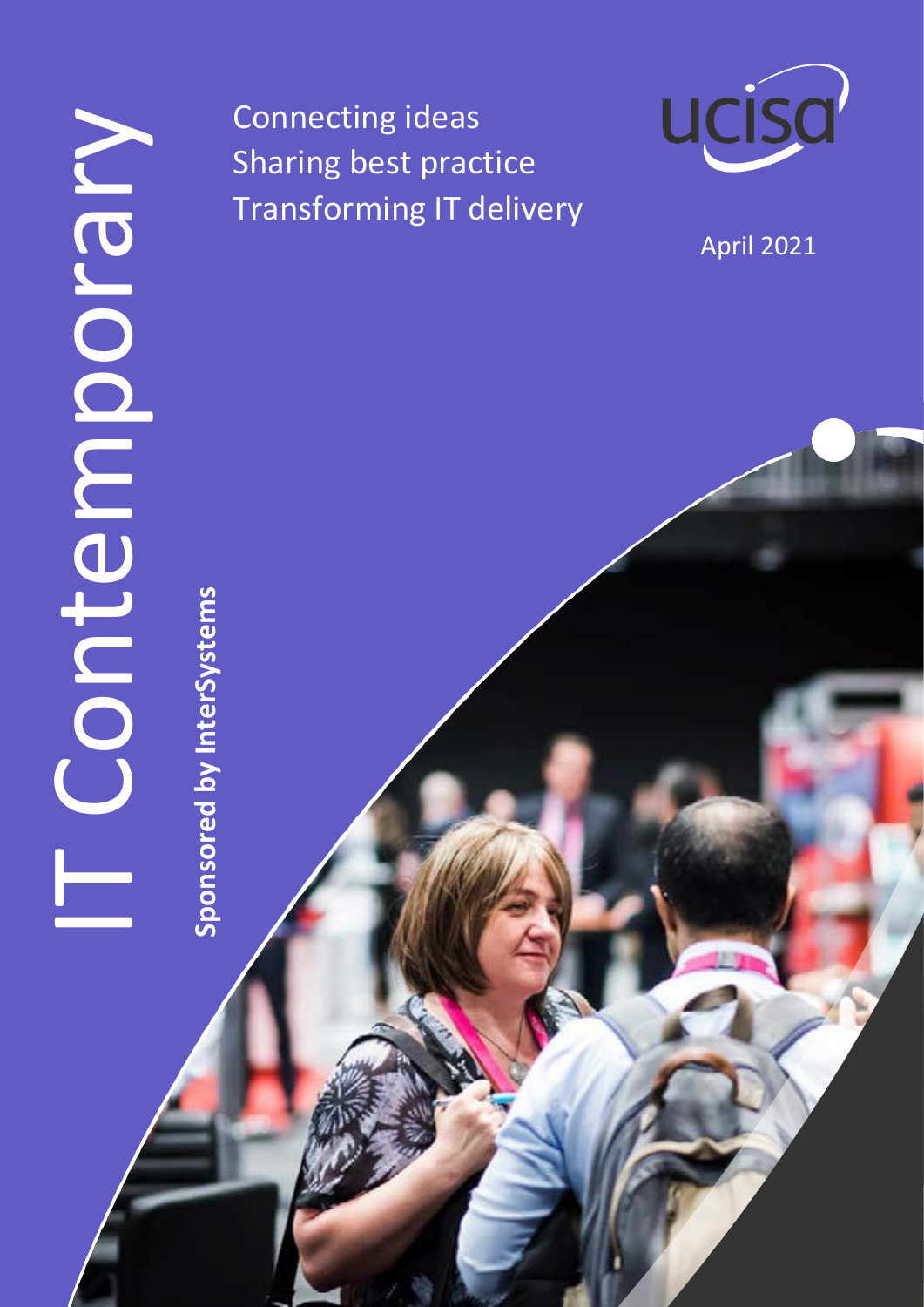# IT Contemporary

Connecting ideas
Sharing best practice
Transforming IT delivery

ucisa

April 2021

**Sponsored by InterSystems**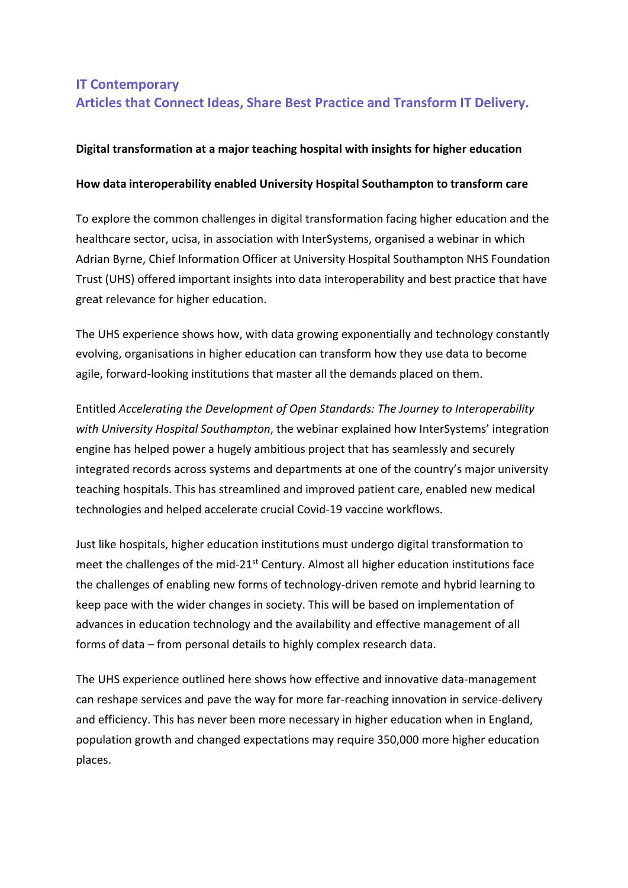**IT Contemporary**
**Articles that Connect Ideas, Share Best Practice and Transform IT Delivery.**

## Digital transformation at a major teaching hospital with insights for higher education

### How data interoperability enabled University Hospital Southampton to transform care

To explore the common challenges in digital transformation facing higher education and the healthcare sector, ucisa, in association with InterSystems, organised a webinar in which Adrian Byrne, Chief Information Officer at University Hospital Southampton NHS Foundation Trust (UHS) offered important insights into data interoperability and best practice that have great relevance for higher education.

The UHS experience shows how, with data growing exponentially and technology constantly evolving, organisations in higher education can transform how they use data to become agile, forward-looking institutions that master all the demands placed on them.

Entitled *Accelerating the Development of Open Standards: The Journey to Interoperability with University Hospital Southampton*, the webinar explained how InterSystems' integration engine has helped power a hugely ambitious project that has seamlessly and securely integrated records across systems and departments at one of the country's major university teaching hospitals. This has streamlined and improved patient care, enabled new medical technologies and helped accelerate crucial Covid-19 vaccine workflows.

Just like hospitals, higher education institutions must undergo digital transformation to meet the challenges of the mid-21st Century. Almost all higher education institutions face the challenges of enabling new forms of technology-driven remote and hybrid learning to keep pace with the wider changes in society. This will be based on implementation of advances in education technology and the availability and effective management of all forms of data – from personal details to highly complex research data.

The UHS experience outlined here shows how effective and innovative data-management can reshape services and pave the way for more far-reaching innovation in service-delivery and efficiency. This has never been more necessary in higher education when in England, population growth and changed expectations may require 350,000 more higher education places.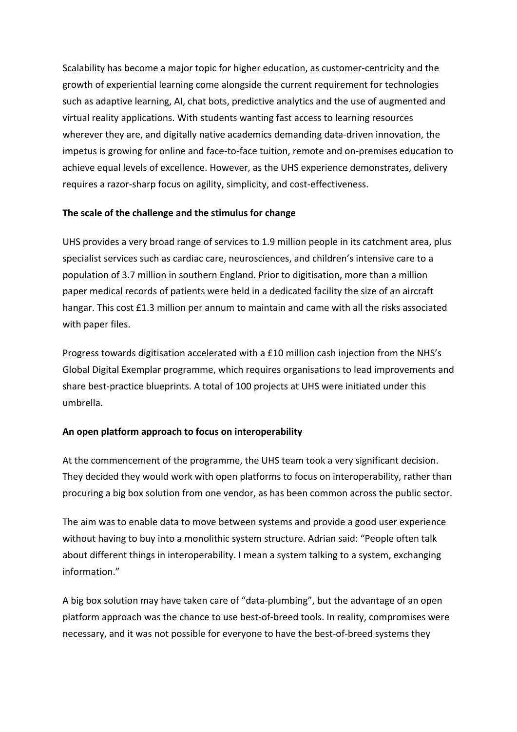Scalability has become a major topic for higher education, as customer-centricity and the growth of experiential learning come alongside the current requirement for technologies such as adaptive learning, AI, chat bots, predictive analytics and the use of augmented and virtual reality applications. With students wanting fast access to learning resources wherever they are, and digitally native academics demanding data-driven innovation, the impetus is growing for online and face-to-face tuition, remote and on-premises education to achieve equal levels of excellence. However, as the UHS experience demonstrates, delivery requires a razor-sharp focus on agility, simplicity, and cost-effectiveness.

## The scale of the challenge and the stimulus for change

UHS provides a very broad range of services to 1.9 million people in its catchment area, plus specialist services such as cardiac care, neurosciences, and children's intensive care to a population of 3.7 million in southern England. Prior to digitisation, more than a million paper medical records of patients were held in a dedicated facility the size of an aircraft hangar. This cost £1.3 million per annum to maintain and came with all the risks associated with paper files.

Progress towards digitisation accelerated with a £10 million cash injection from the NHS's Global Digital Exemplar programme, which requires organisations to lead improvements and share best-practice blueprints. A total of 100 projects at UHS were initiated under this umbrella.

## An open platform approach to focus on interoperability

At the commencement of the programme, the UHS team took a very significant decision. They decided they would work with open platforms to focus on interoperability, rather than procuring a big box solution from one vendor, as has been common across the public sector.

The aim was to enable data to move between systems and provide a good user experience without having to buy into a monolithic system structure. Adrian said: "People often talk about different things in interoperability. I mean a system talking to a system, exchanging information."

A big box solution may have taken care of "data-plumbing", but the advantage of an open platform approach was the chance to use best-of-breed tools. In reality, compromises were necessary, and it was not possible for everyone to have the best-of-breed systems they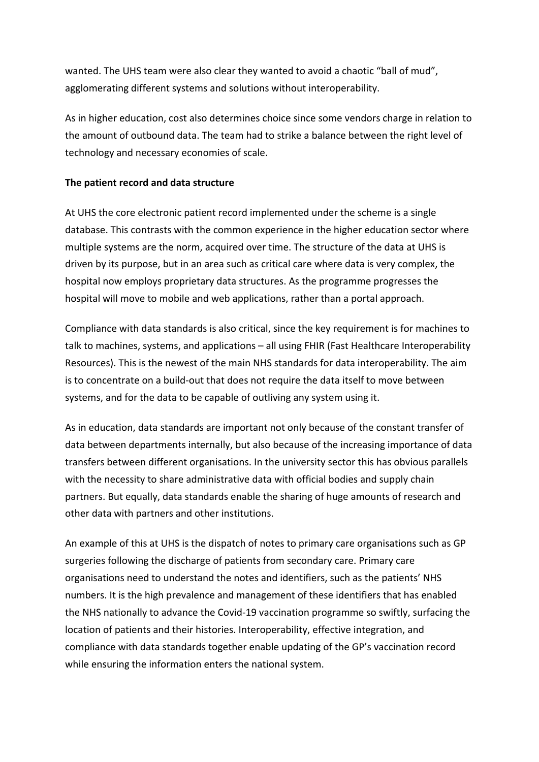wanted. The UHS team were also clear they wanted to avoid a chaotic "ball of mud", agglomerating different systems and solutions without interoperability.

As in higher education, cost also determines choice since some vendors charge in relation to the amount of outbound data. The team had to strike a balance between the right level of technology and necessary economies of scale.

**The patient record and data structure**

At UHS the core electronic patient record implemented under the scheme is a single database. This contrasts with the common experience in the higher education sector where multiple systems are the norm, acquired over time. The structure of the data at UHS is driven by its purpose, but in an area such as critical care where data is very complex, the hospital now employs proprietary data structures. As the programme progresses the hospital will move to mobile and web applications, rather than a portal approach.

Compliance with data standards is also critical, since the key requirement is for machines to talk to machines, systems, and applications – all using FHIR (Fast Healthcare Interoperability Resources). This is the newest of the main NHS standards for data interoperability. The aim is to concentrate on a build-out that does not require the data itself to move between systems, and for the data to be capable of outliving any system using it.

As in education, data standards are important not only because of the constant transfer of data between departments internally, but also because of the increasing importance of data transfers between different organisations. In the university sector this has obvious parallels with the necessity to share administrative data with official bodies and supply chain partners. But equally, data standards enable the sharing of huge amounts of research and other data with partners and other institutions.

An example of this at UHS is the dispatch of notes to primary care organisations such as GP surgeries following the discharge of patients from secondary care. Primary care organisations need to understand the notes and identifiers, such as the patients' NHS numbers. It is the high prevalence and management of these identifiers that has enabled the NHS nationally to advance the Covid-19 vaccination programme so swiftly, surfacing the location of patients and their histories. Interoperability, effective integration, and compliance with data standards together enable updating of the GP's vaccination record while ensuring the information enters the national system.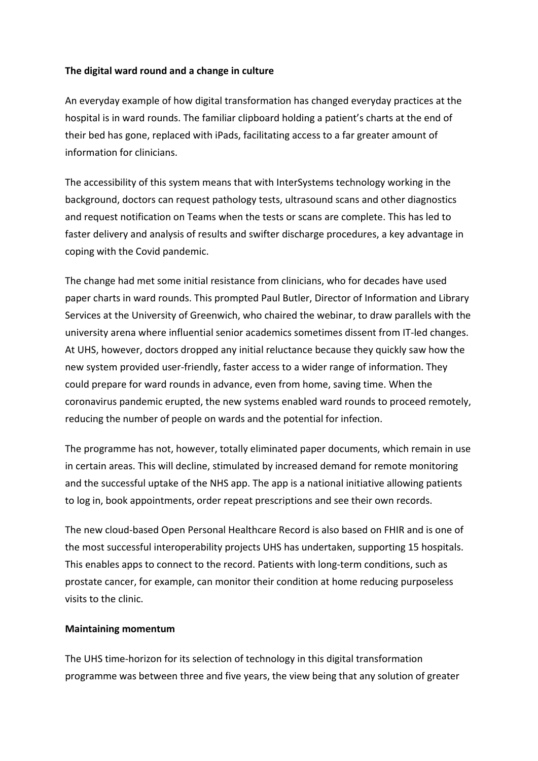**The digital ward round and a change in culture**

An everyday example of how digital transformation has changed everyday practices at the hospital is in ward rounds. The familiar clipboard holding a patient's charts at the end of their bed has gone, replaced with iPads, facilitating access to a far greater amount of information for clinicians.

The accessibility of this system means that with InterSystems technology working in the background, doctors can request pathology tests, ultrasound scans and other diagnostics and request notification on Teams when the tests or scans are complete. This has led to faster delivery and analysis of results and swifter discharge procedures, a key advantage in coping with the Covid pandemic.

The change had met some initial resistance from clinicians, who for decades have used paper charts in ward rounds. This prompted Paul Butler, Director of Information and Library Services at the University of Greenwich, who chaired the webinar, to draw parallels with the university arena where influential senior academics sometimes dissent from IT-led changes. At UHS, however, doctors dropped any initial reluctance because they quickly saw how the new system provided user-friendly, faster access to a wider range of information. They could prepare for ward rounds in advance, even from home, saving time. When the coronavirus pandemic erupted, the new systems enabled ward rounds to proceed remotely, reducing the number of people on wards and the potential for infection.

The programme has not, however, totally eliminated paper documents, which remain in use in certain areas. This will decline, stimulated by increased demand for remote monitoring and the successful uptake of the NHS app. The app is a national initiative allowing patients to log in, book appointments, order repeat prescriptions and see their own records.

The new cloud-based Open Personal Healthcare Record is also based on FHIR and is one of the most successful interoperability projects UHS has undertaken, supporting 15 hospitals. This enables apps to connect to the record. Patients with long-term conditions, such as prostate cancer, for example, can monitor their condition at home reducing purposeless visits to the clinic.

**Maintaining momentum**

The UHS time-horizon for its selection of technology in this digital transformation programme was between three and five years, the view being that any solution of greater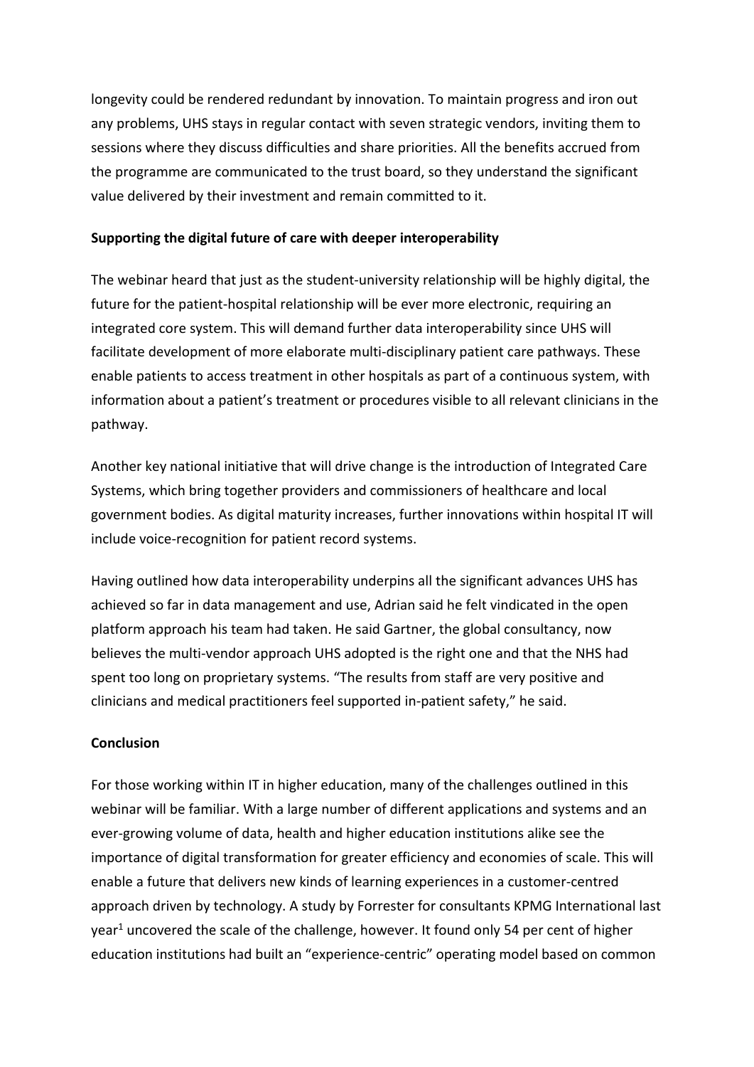longevity could be rendered redundant by innovation. To maintain progress and iron out any problems, UHS stays in regular contact with seven strategic vendors, inviting them to sessions where they discuss difficulties and share priorities. All the benefits accrued from the programme are communicated to the trust board, so they understand the significant value delivered by their investment and remain committed to it.

**Supporting the digital future of care with deeper interoperability**

The webinar heard that just as the student-university relationship will be highly digital, the future for the patient-hospital relationship will be ever more electronic, requiring an integrated core system. This will demand further data interoperability since UHS will facilitate development of more elaborate multi-disciplinary patient care pathways. These enable patients to access treatment in other hospitals as part of a continuous system, with information about a patient's treatment or procedures visible to all relevant clinicians in the pathway.

Another key national initiative that will drive change is the introduction of Integrated Care Systems, which bring together providers and commissioners of healthcare and local government bodies. As digital maturity increases, further innovations within hospital IT will include voice-recognition for patient record systems.

Having outlined how data interoperability underpins all the significant advances UHS has achieved so far in data management and use, Adrian said he felt vindicated in the open platform approach his team had taken. He said Gartner, the global consultancy, now believes the multi-vendor approach UHS adopted is the right one and that the NHS had spent too long on proprietary systems. "The results from staff are very positive and clinicians and medical practitioners feel supported in-patient safety," he said.

**Conclusion**

For those working within IT in higher education, many of the challenges outlined in this webinar will be familiar. With a large number of different applications and systems and an ever-growing volume of data, health and higher education institutions alike see the importance of digital transformation for greater efficiency and economies of scale. This will enable a future that delivers new kinds of learning experiences in a customer-centred approach driven by technology. A study by Forrester for consultants KPMG International last year[1] uncovered the scale of the challenge, however. It found only 54 per cent of higher education institutions had built an "experience-centric" operating model based on common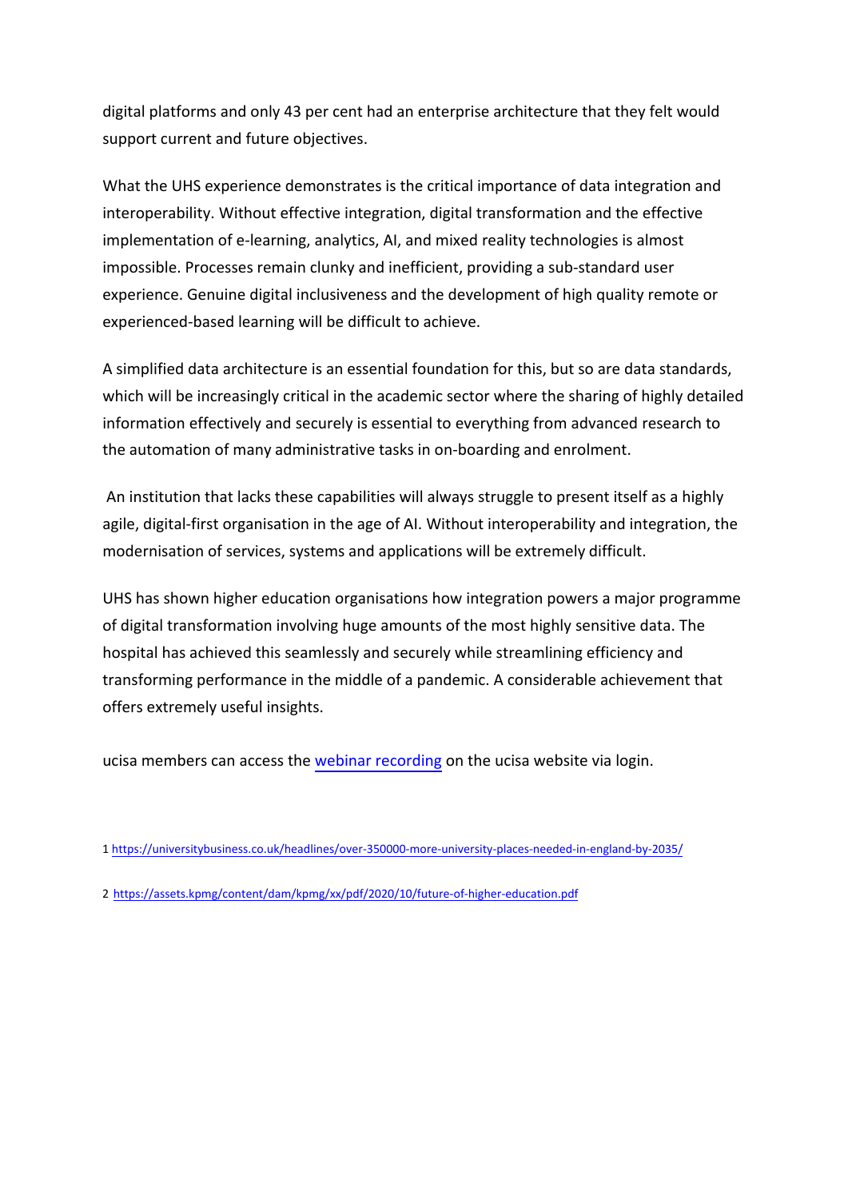digital platforms and only 43 per cent had an enterprise architecture that they felt would support current and future objectives.

What the UHS experience demonstrates is the critical importance of data integration and interoperability. Without effective integration, digital transformation and the effective implementation of e-learning, analytics, AI, and mixed reality technologies is almost impossible. Processes remain clunky and inefficient, providing a sub-standard user experience. Genuine digital inclusiveness and the development of high quality remote or experienced-based learning will be difficult to achieve.

A simplified data architecture is an essential foundation for this, but so are data standards, which will be increasingly critical in the academic sector where the sharing of highly detailed information effectively and securely is essential to everything from advanced research to the automation of many administrative tasks in on-boarding and enrolment.

An institution that lacks these capabilities will always struggle to present itself as a highly agile, digital-first organisation in the age of AI. Without interoperability and integration, the modernisation of services, systems and applications will be extremely difficult.

UHS has shown higher education organisations how integration powers a major programme of digital transformation involving huge amounts of the most highly sensitive data. The hospital has achieved this seamlessly and securely while streamlining efficiency and transforming performance in the middle of a pandemic. A considerable achievement that offers extremely useful insights.

ucisa members can access the [webinar recording]() on the ucisa website via login.

1 https://universitybusiness.co.uk/headlines/over-350000-more-university-places-needed-in-england-by-2035/

2 https://assets.kpmg/content/dam/kpmg/xx/pdf/2020/10/future-of-higher-education.pdf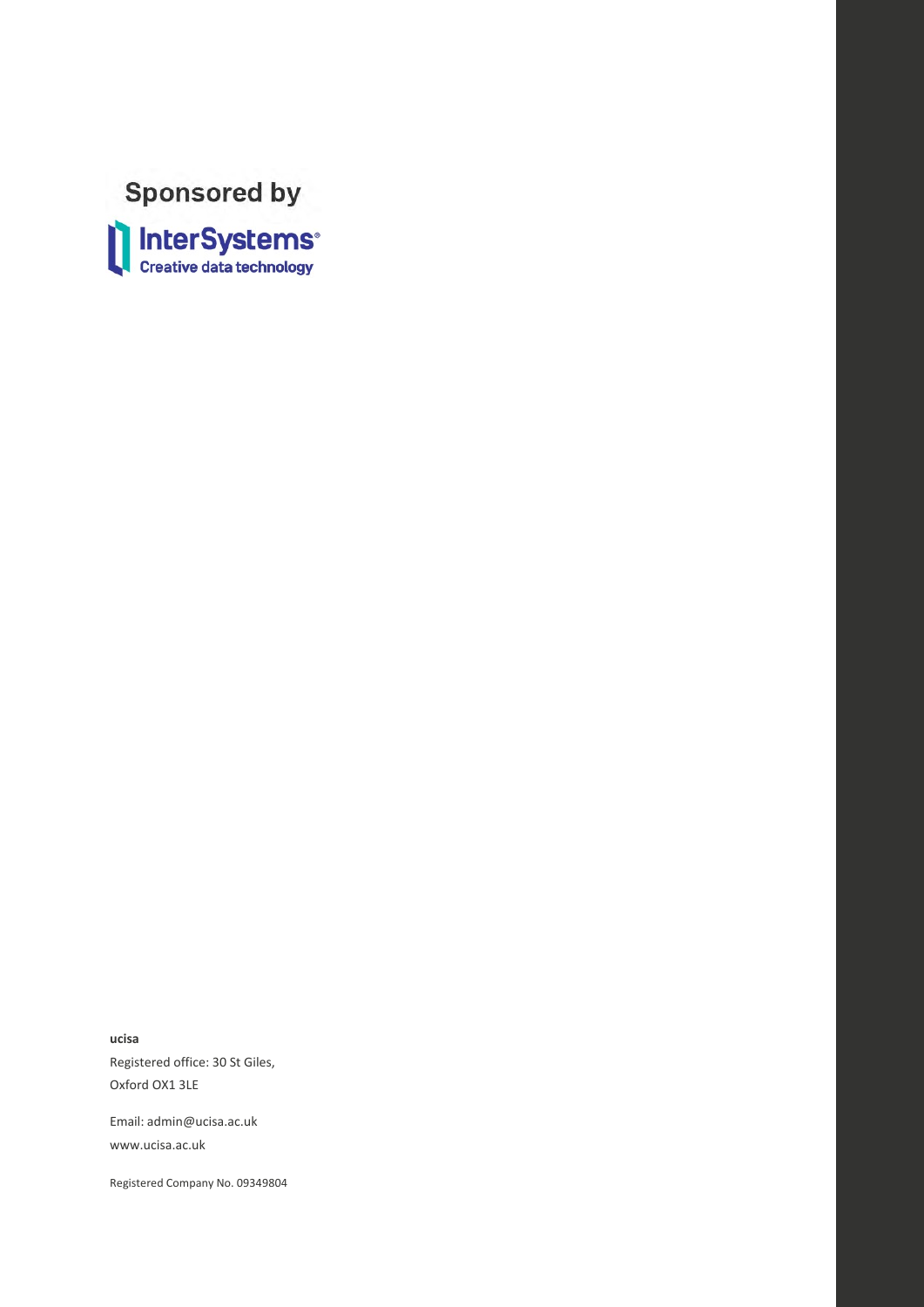Sponsored by

InterSystems®
Creative data technology

**ucisa**

Registered office: 30 St Giles,
Oxford OX1 3LE

Email: admin@ucisa.ac.uk
www.ucisa.ac.uk

Registered Company No. 09349804